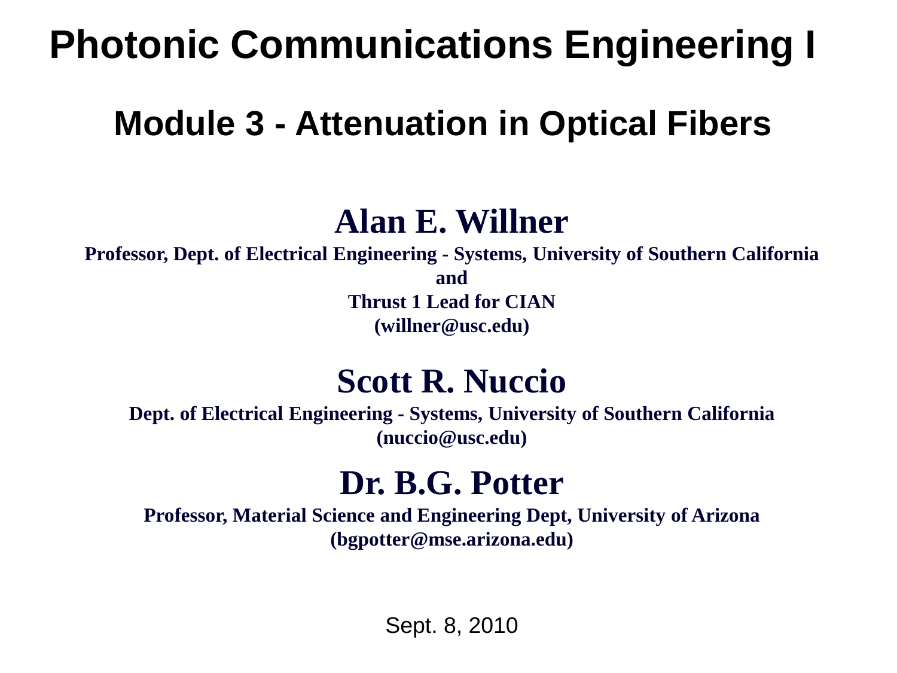# Photonic Communications Engineering I

## Module 3 - Attenuation in Optical Fibers

### Alan E. Willner

**Professor, Dept. of Electrical Engineering - Systems, University of Southern California**
**and**
**Thrust 1 Lead for CIAN**
**(willner@usc.edu)**

### Scott R. Nuccio

**Dept. of Electrical Engineering - Systems, University of Southern California**
**(nuccio@usc.edu)**

### Dr. B.G. Potter

**Professor, Material Science and Engineering Dept, University of Arizona**
**(bgpotter@mse.arizona.edu)**

Sept. 8, 2010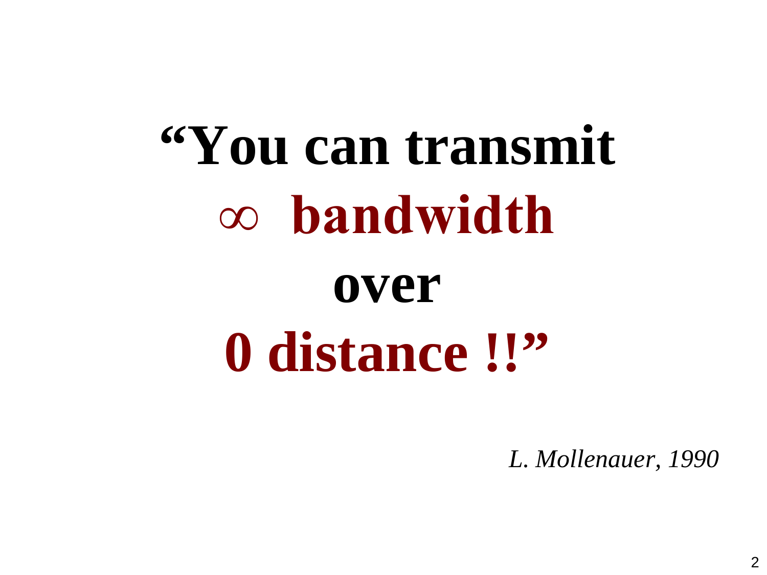**"You can transmit**

**∞ bandwidth**

**over**

**0 distance !!"**

*L. Mollenauer, 1990*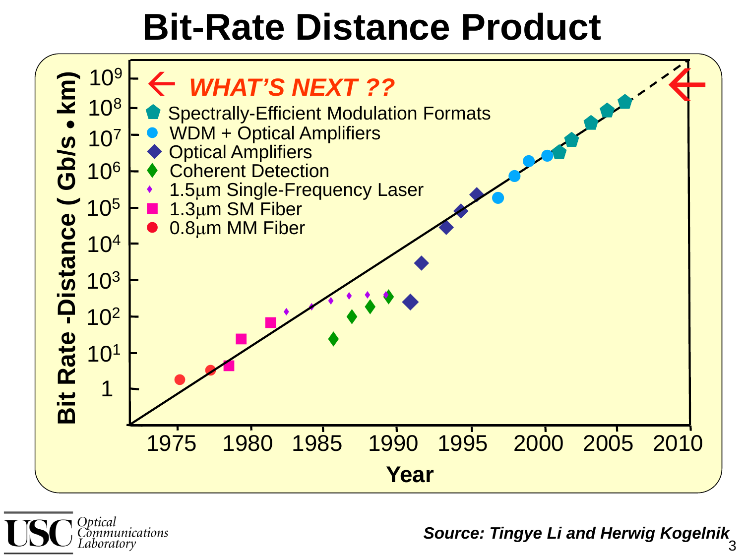# Bit-Rate Distance Product

← *WHAT'S NEXT ??*

- Spectrally-Efficient Modulation Formats
- WDM + Optical Amplifiers
- Optical Amplifiers
- Coherent Detection
- 1.5μm Single-Frequency Laser
- 1.3μm SM Fiber
- 0.8μm MM Fiber

Bit Rate -Distance ( Gb/s • km): 1, $10^1$, $10^2$, $10^3$, $10^4$, $10^5$, $10^6$, $10^7$, $10^8$, $10^9$

Year: 1975, 1980, 1985, 1990, 1995, 2000, 2005, 2010

USC Optical Communications Laboratory

***Source: Tingye Li and Herwig Kogelnik***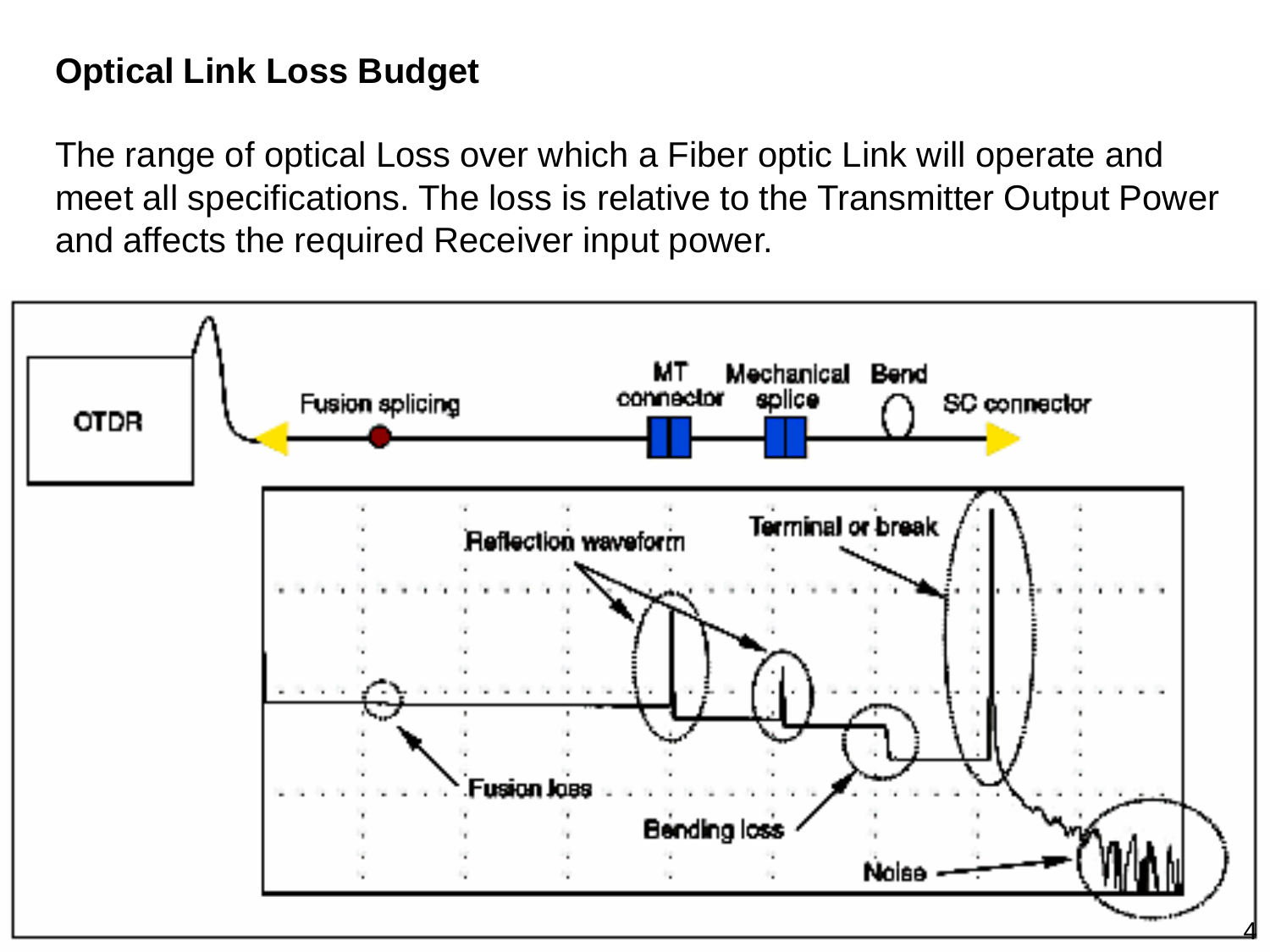# Optical Link Loss Budget

The range of optical Loss over which a Fiber optic Link will operate and meet all specifications. The loss is relative to the Transmitter Output Power and affects the required Receiver input power.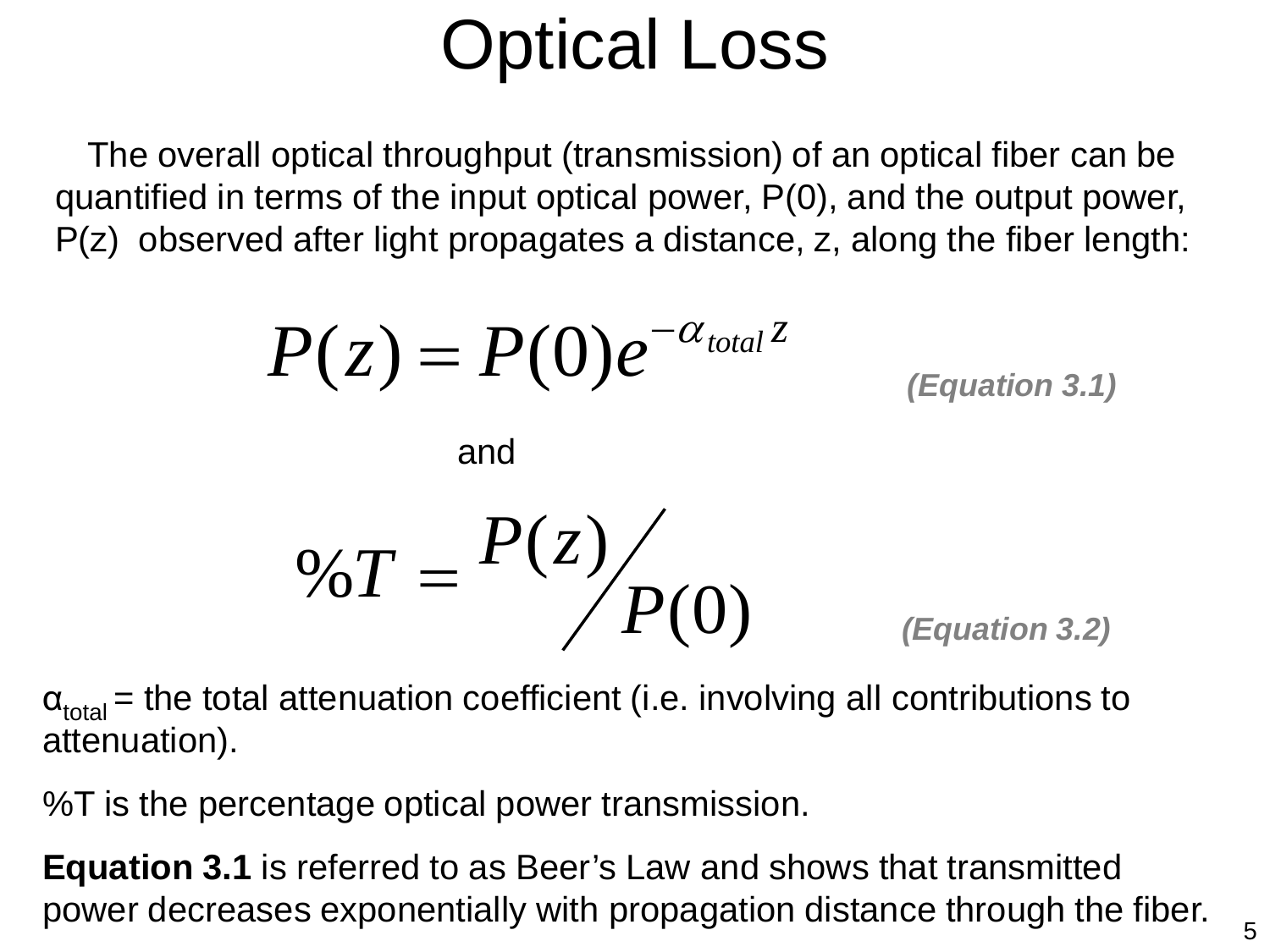# Optical Loss

The overall optical throughput (transmission) of an optical fiber can be quantified in terms of the input optical power, P(0), and the output power, P(z) observed after light propagates a distance, z, along the fiber length:

$$P(z) = P(0)e^{-\alpha_{total} z}$$

***(Equation 3.1)***

and

$$\%T = P(z) \big/ P(0)$$

***(Equation 3.2)***

$\alpha_{total}$ = the total attenuation coefficient (i.e. involving all contributions to attenuation).

%T is the percentage optical power transmission.

**Equation 3.1** is referred to as Beer's Law and shows that transmitted power decreases exponentially with propagation distance through the fiber.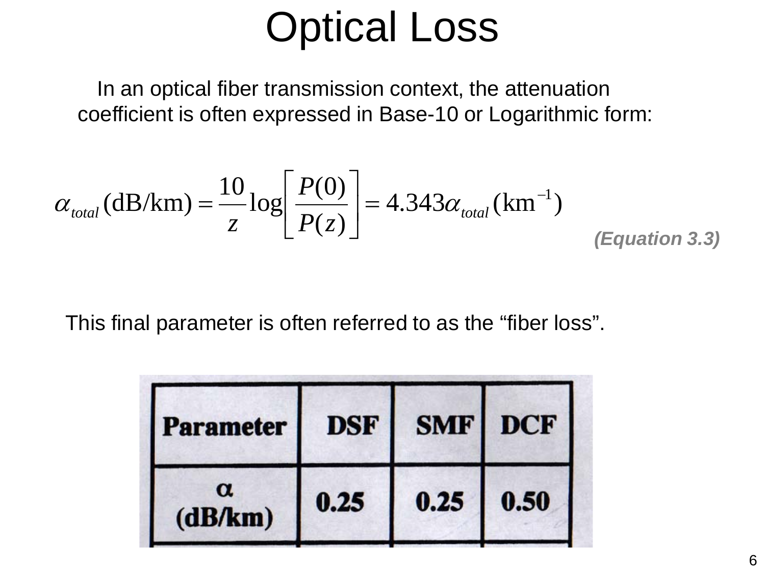# Optical Loss

In an optical fiber transmission context, the attenuation coefficient is often expressed in Base-10 or Logarithmic form:

$$\alpha_{total}\,(\text{dB/km}) = \frac{10}{z}\log\left[\frac{P(0)}{P(z)}\right] = 4.343\alpha_{total}\,(\text{km}^{-1})$$

***(Equation 3.3)***

This final parameter is often referred to as the “fiber loss”.

| Parameter | DSF | SMF | DCF |
|---|---|---|---|
| $\alpha$ (dB/km) | 0.25 | 0.25 | 0.50 |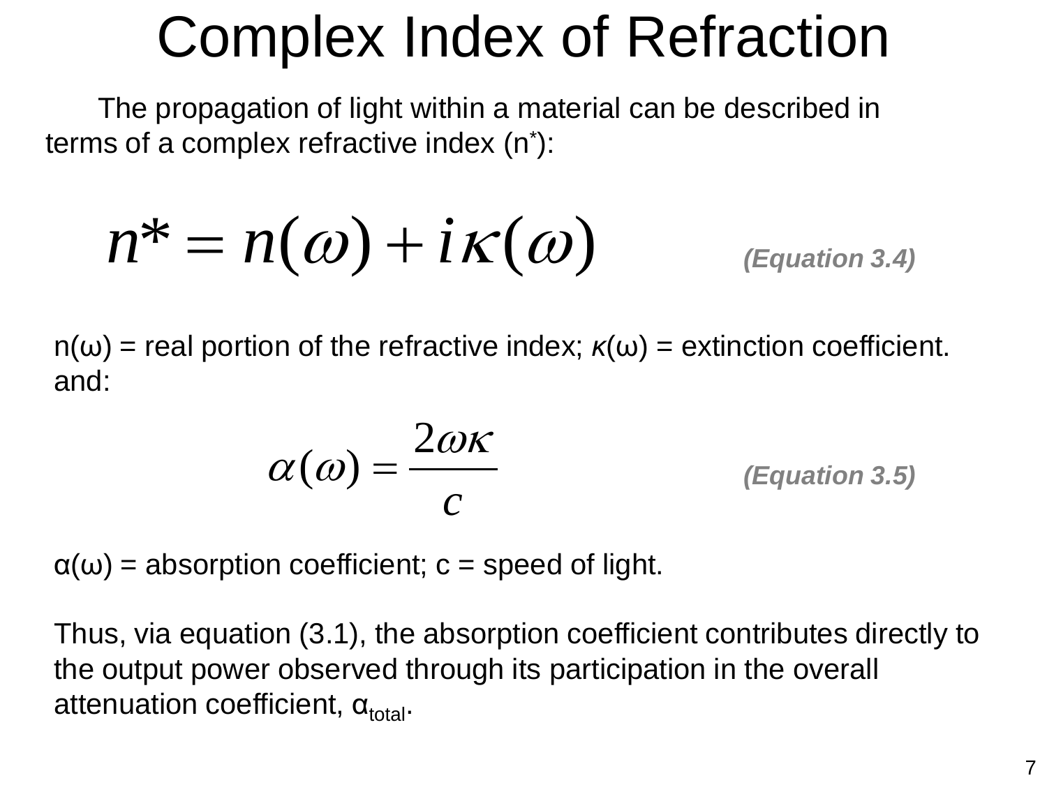# Complex Index of Refraction

The propagation of light within a material can be described in terms of a complex refractive index ($n^*$):

$$n^* = n(\omega) + i\kappa(\omega) \qquad \textit{(Equation 3.4)}$$

$n(\omega)$ = real portion of the refractive index; $\kappa(\omega)$ = extinction coefficient. and:

$$\alpha(\omega) = \frac{2\omega\kappa}{c} \qquad \textit{(Equation 3.5)}$$

$\alpha(\omega)$ = absorption coefficient; $c$ = speed of light.

Thus, via equation (3.1), the absorption coefficient contributes directly to the output power observed through its participation in the overall attenuation coefficient, $\alpha_{total}$.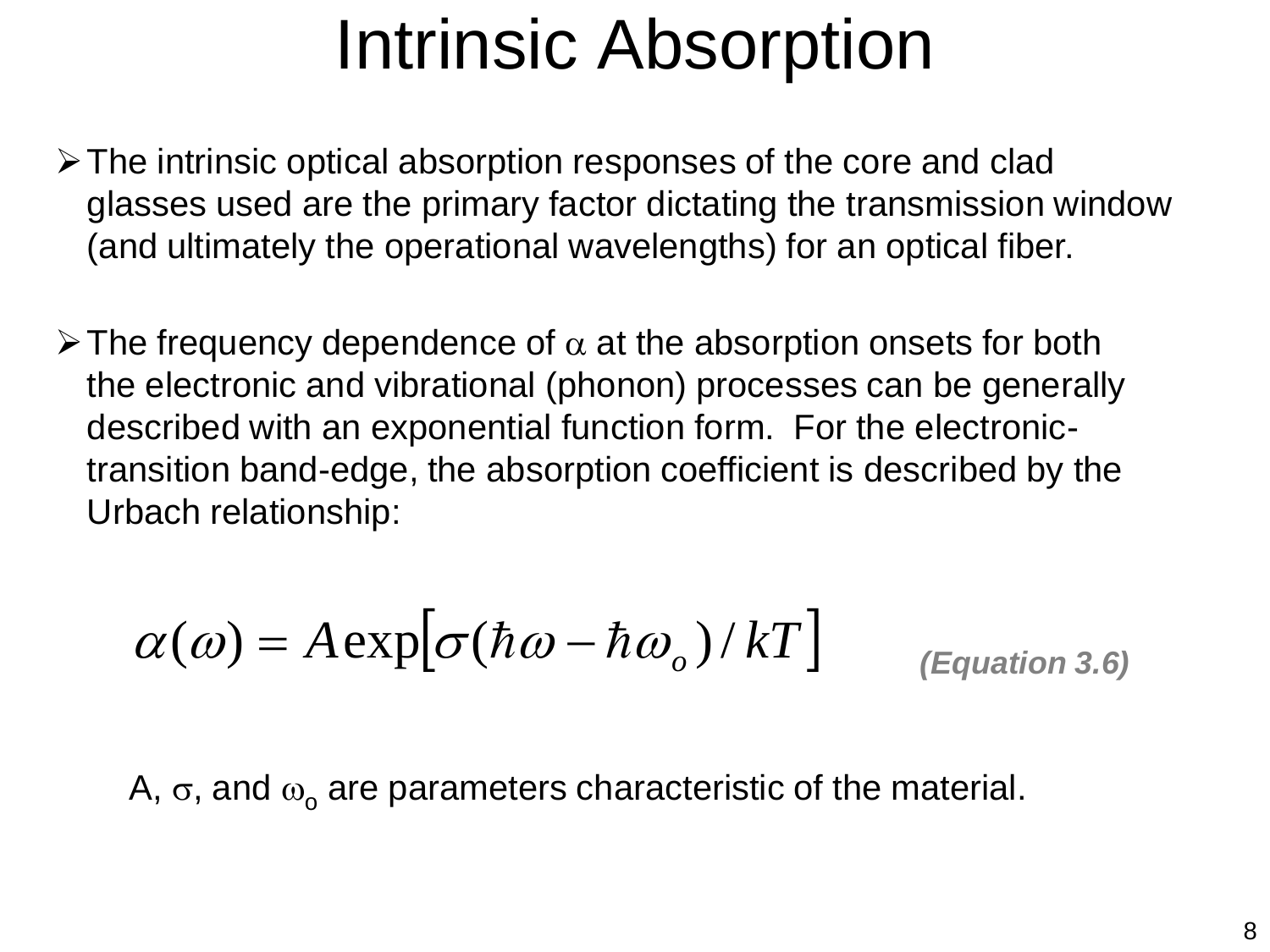# Intrinsic Absorption

- The intrinsic optical absorption responses of the core and clad glasses used are the primary factor dictating the transmission window (and ultimately the operational wavelengths) for an optical fiber.

- The frequency dependence of $\alpha$ at the absorption onsets for both the electronic and vibrational (phonon) processes can be generally described with an exponential function form. For the electronic-transition band-edge, the absorption coefficient is described by the Urbach relationship:

$$\alpha(\omega) = A\exp\left[\sigma(\hbar\omega - \hbar\omega_o)/kT\right]$$

***(Equation 3.6)***

A, $\sigma$, and $\omega_o$ are parameters characteristic of the material.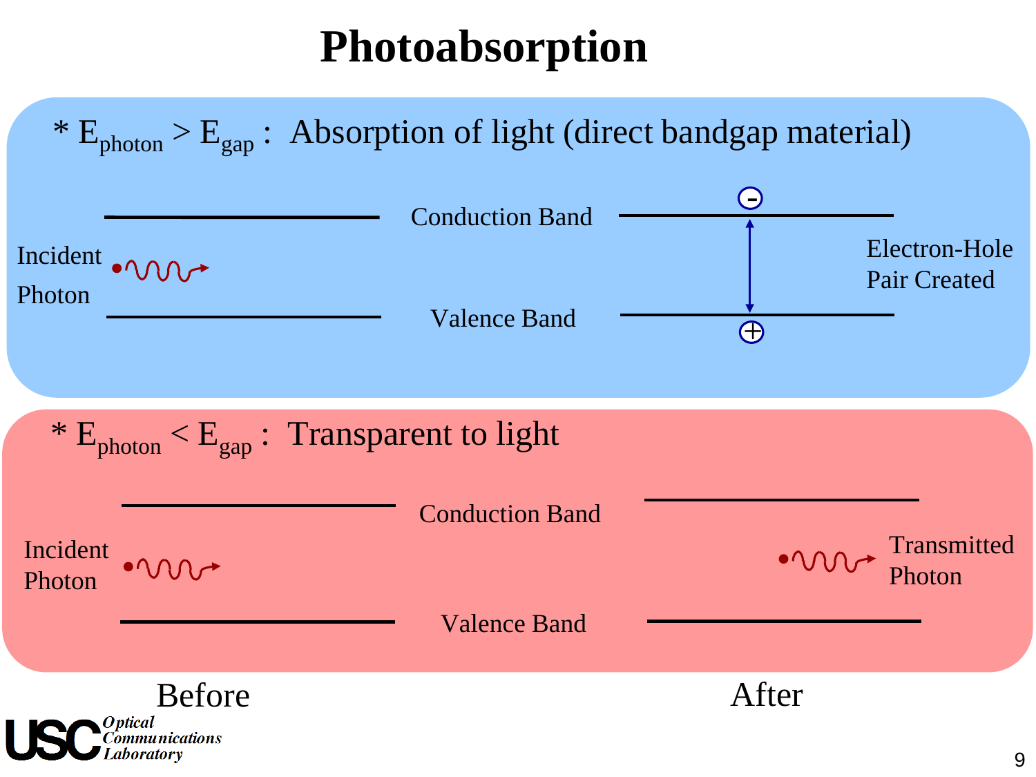# Photoabsorption

* $E_{photon} > E_{gap}$ : Absorption of light (direct bandgap material)

Incident Photon

Conduction Band

Valence Band

Electron-Hole Pair Created

* $E_{photon} < E_{gap}$ : Transparent to light

Incident Photon

Conduction Band

Valence Band

Transmitted Photon

Before

After

USC *Optical Communications Laboratory*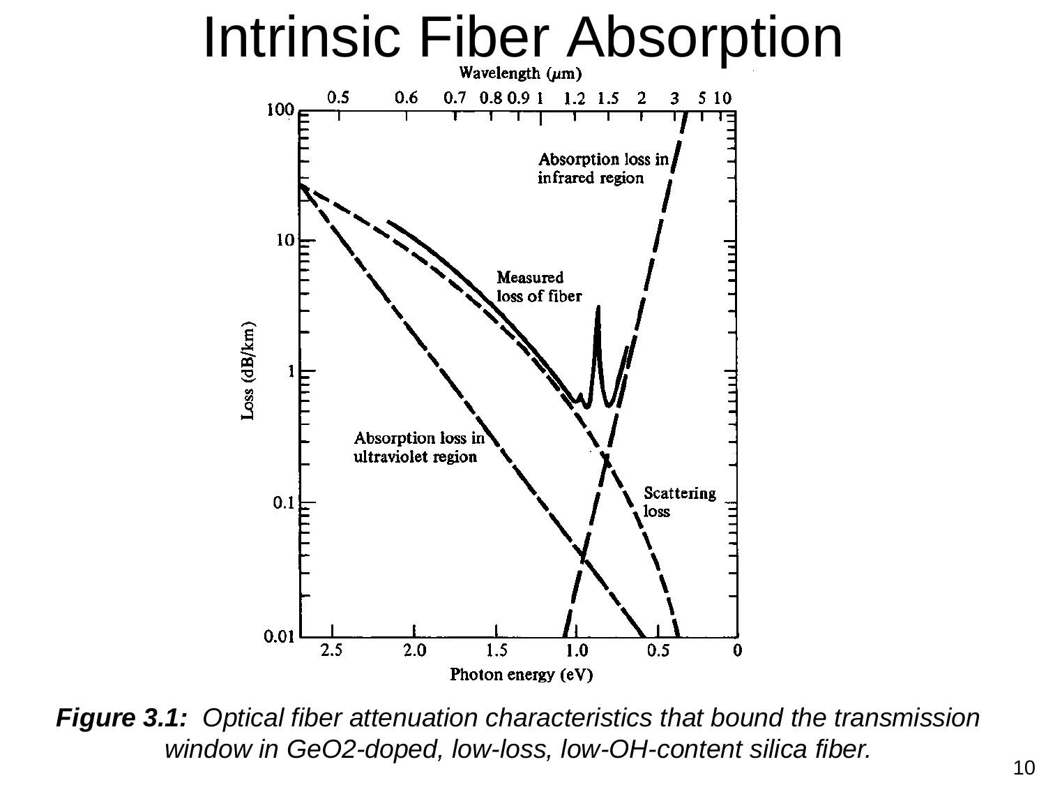# Intrinsic Fiber Absorption

***Figure 3.1:*** *Optical fiber attenuation characteristics that bound the transmission window in GeO2-doped, low-loss, low-OH-content silica fiber.*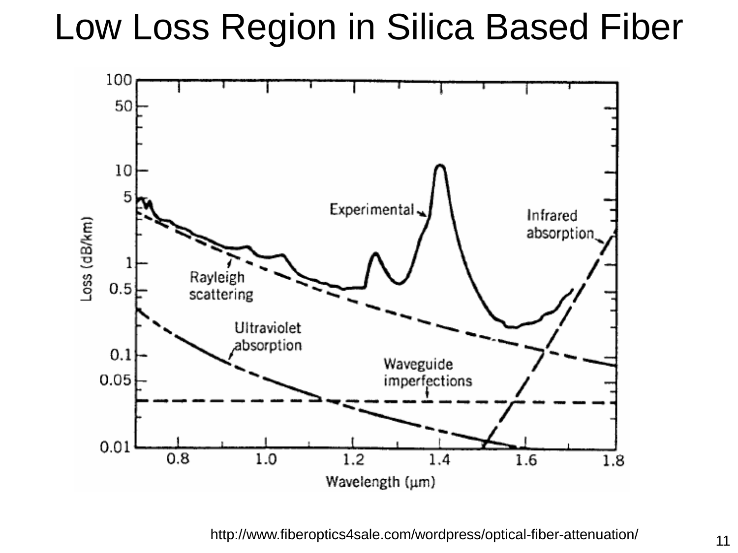# Low Loss Region in Silica Based Fiber

http://www.fiberoptics4sale.com/wordpress/optical-fiber-attenuation/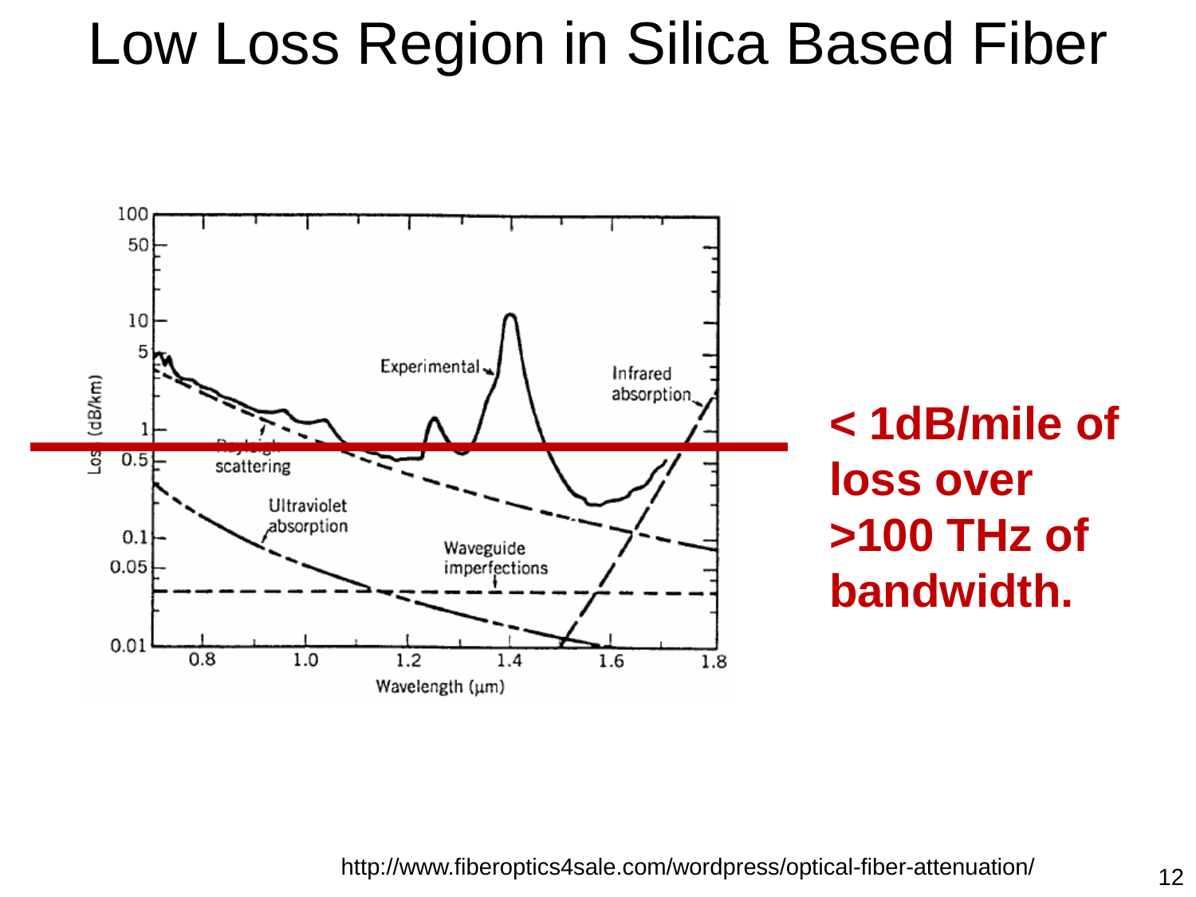# Low Loss Region in Silica Based Fiber

**< 1dB/mile of loss over >100 THz of bandwidth.**

http://www.fiberoptics4sale.com/wordpress/optical-fiber-attenuation/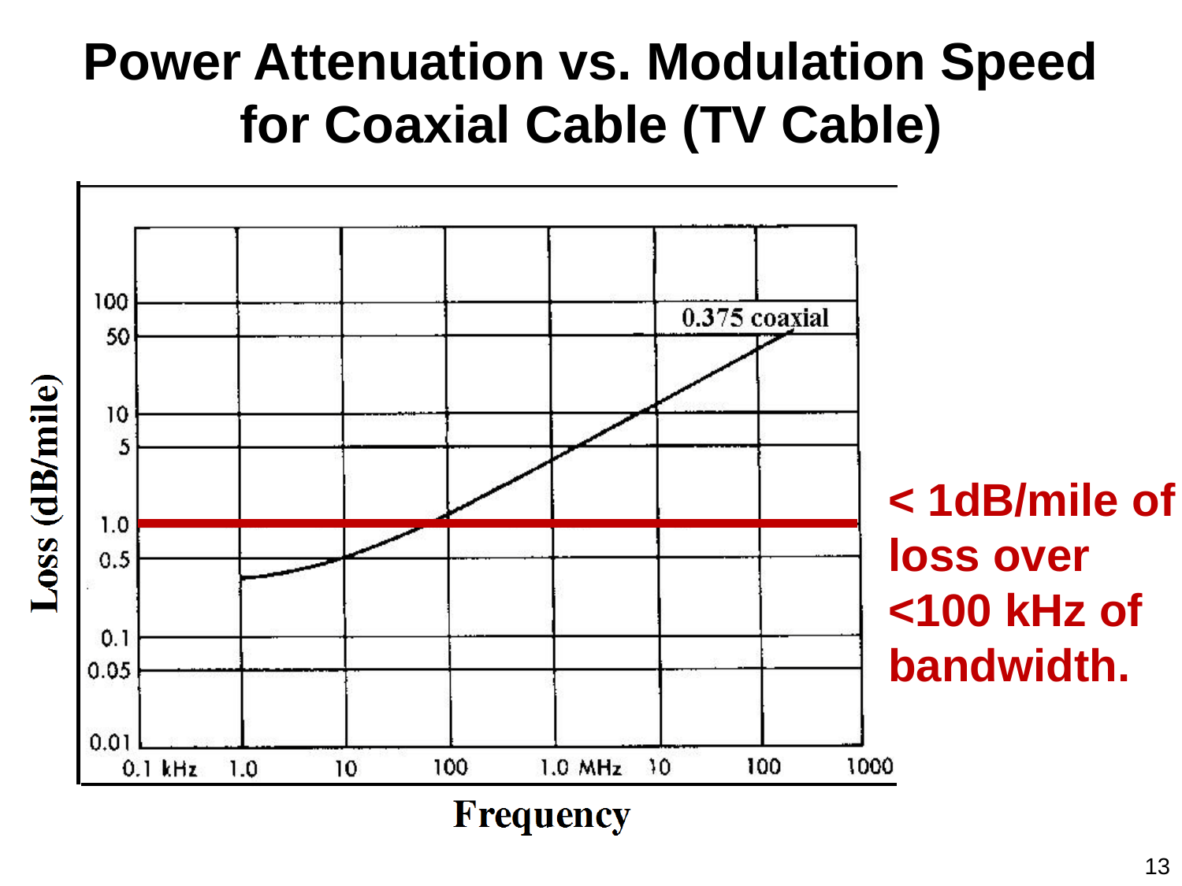# Power Attenuation vs. Modulation Speed for Coaxial Cable (TV Cable)

**< 1dB/mile of loss over <100 kHz of bandwidth.**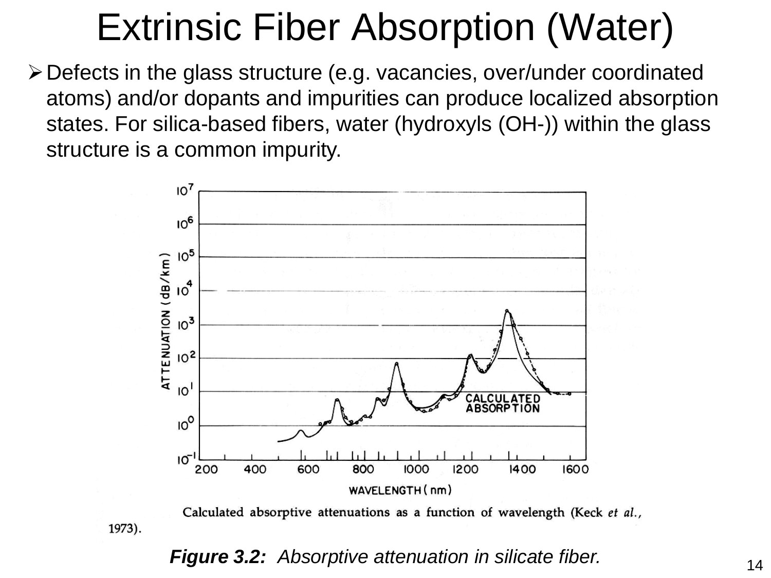# Extrinsic Fiber Absorption (Water)

- Defects in the glass structure (e.g. vacancies, over/under coordinated atoms) and/or dopants and impurities can produce localized absorption states. For silica-based fibers, water (hydroxyls (OH-)) within the glass structure is a common impurity.

Calculated absorptive attenuations as a function of wavelength (Keck *et al.*, 1973).

***Figure 3.2:*** *Absorptive attenuation in silicate fiber.*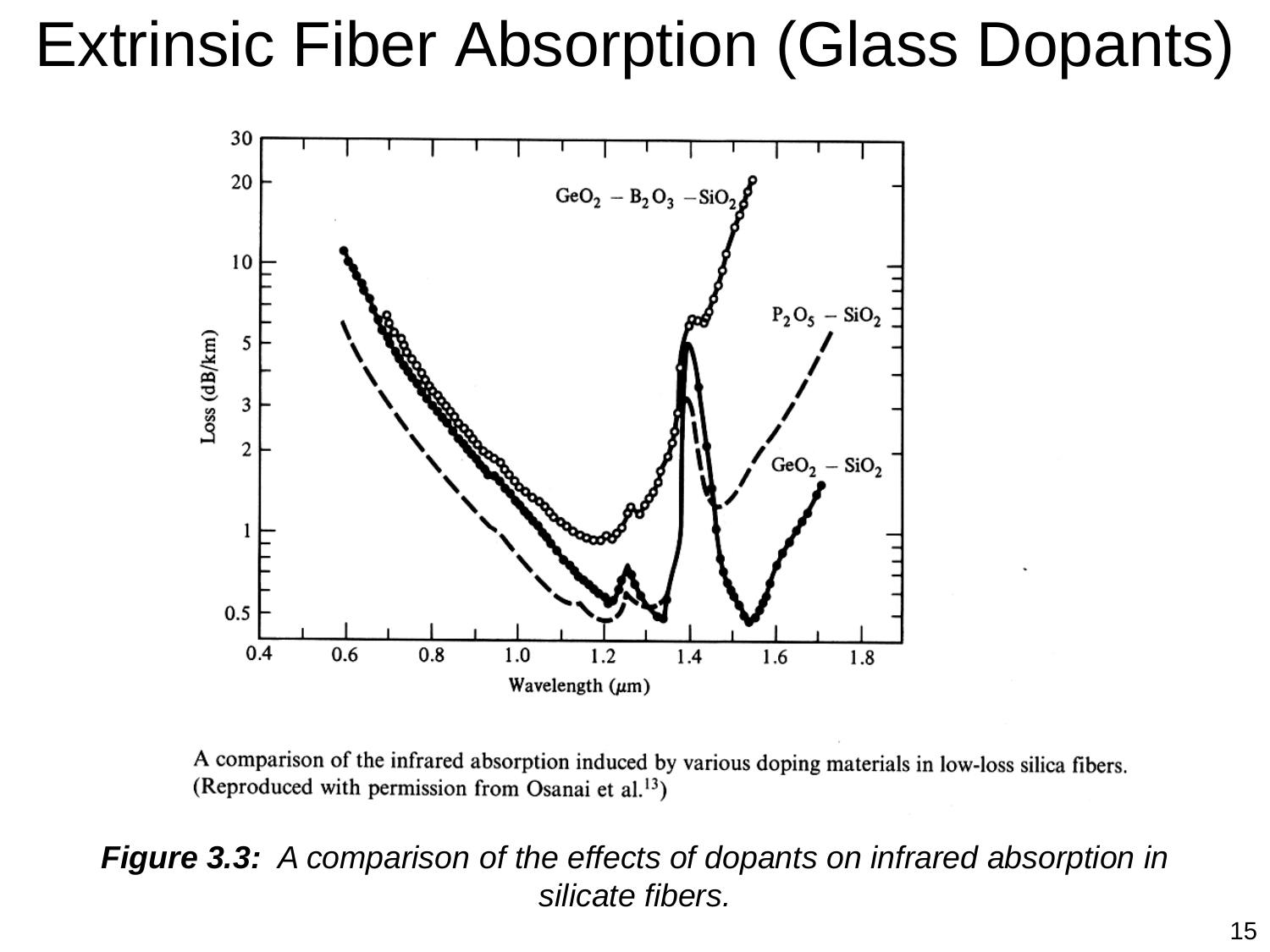# Extrinsic Fiber Absorption (Glass Dopants)

A comparison of the infrared absorption induced by various doping materials in low-loss silica fibers. (Reproduced with permission from Osanai et al.[13])

***Figure 3.3:*** *A comparison of the effects of dopants on infrared absorption in silicate fibers.*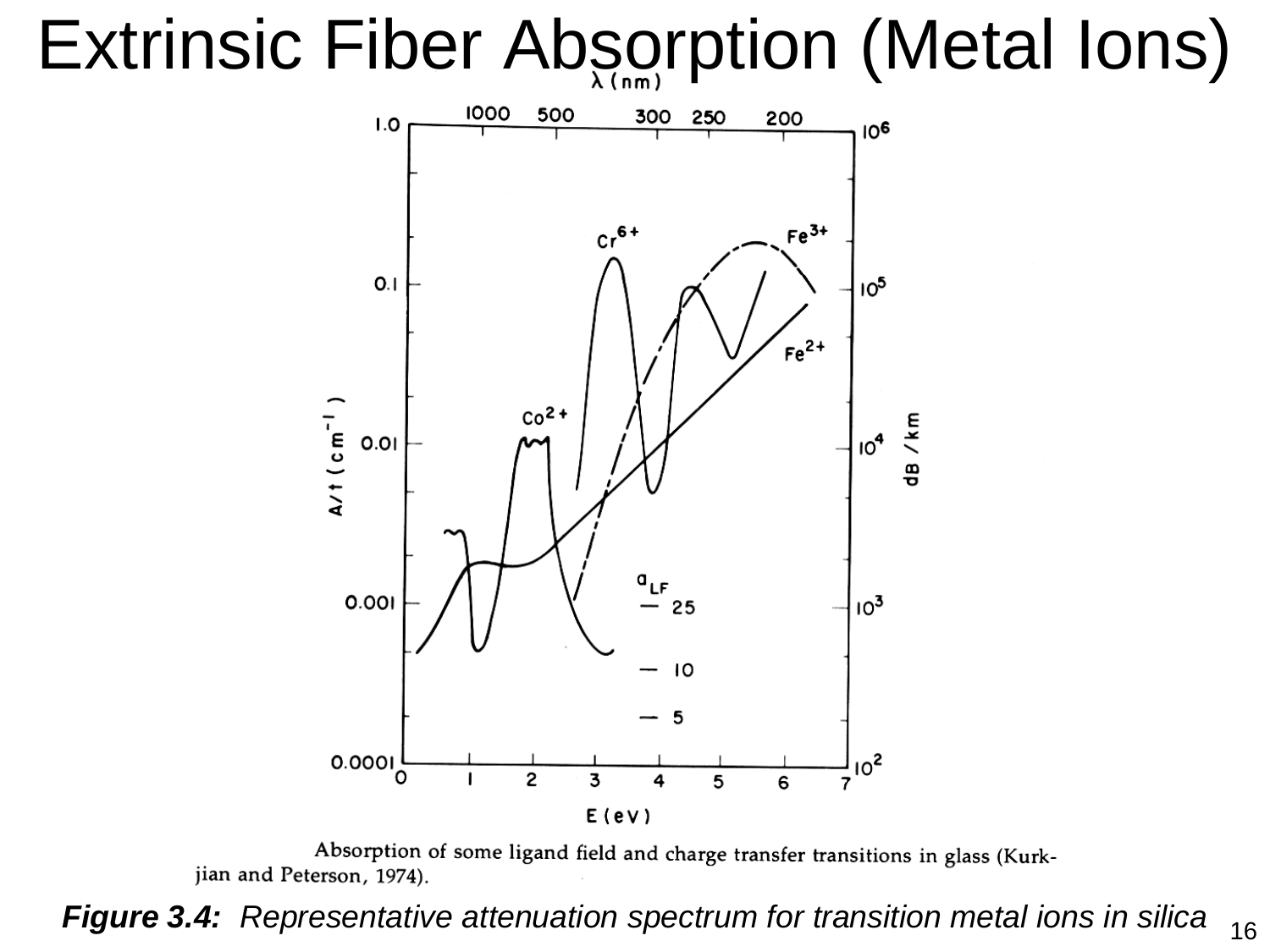# Extrinsic Fiber Absorption (Metal Ions)

Absorption of some ligand field and charge transfer transitions in glass (Kurkjian and Peterson, 1974).

***Figure 3.4:*** *Representative attenuation spectrum for transition metal ions in silica*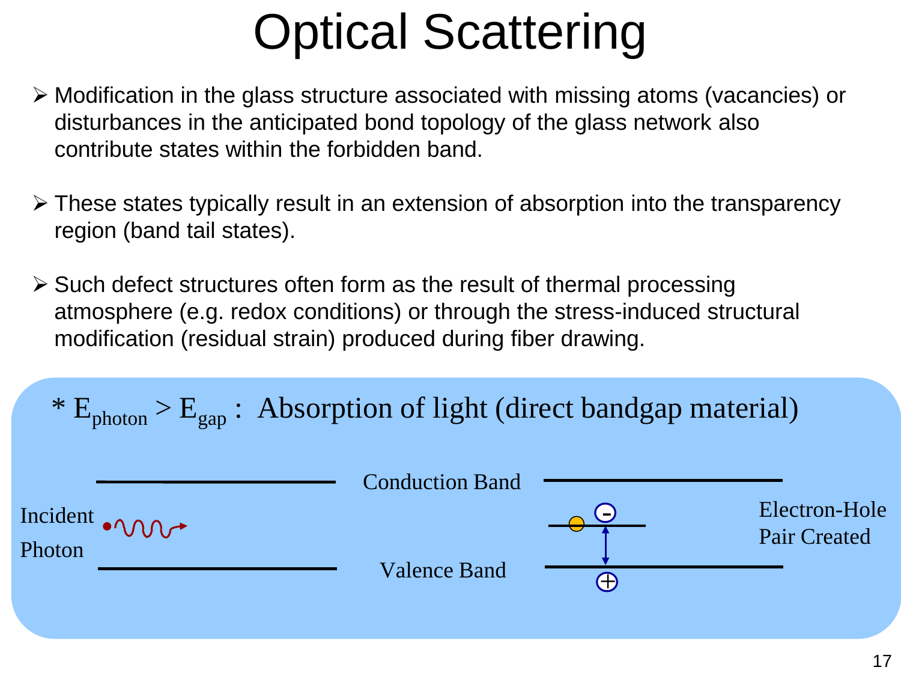# Optical Scattering

- Modification in the glass structure associated with missing atoms (vacancies) or disturbances in the anticipated bond topology of the glass network also contribute states within the forbidden band.

- These states typically result in an extension of absorption into the transparency region (band tail states).

- Such defect structures often form as the result of thermal processing atmosphere (e.g. redox conditions) or through the stress-induced structural modification (residual strain) produced during fiber drawing.

* $E_{photon} > E_{gap}$ : Absorption of light (direct bandgap material)

Incident Photon

Conduction Band

Valence Band

Electron-Hole Pair Created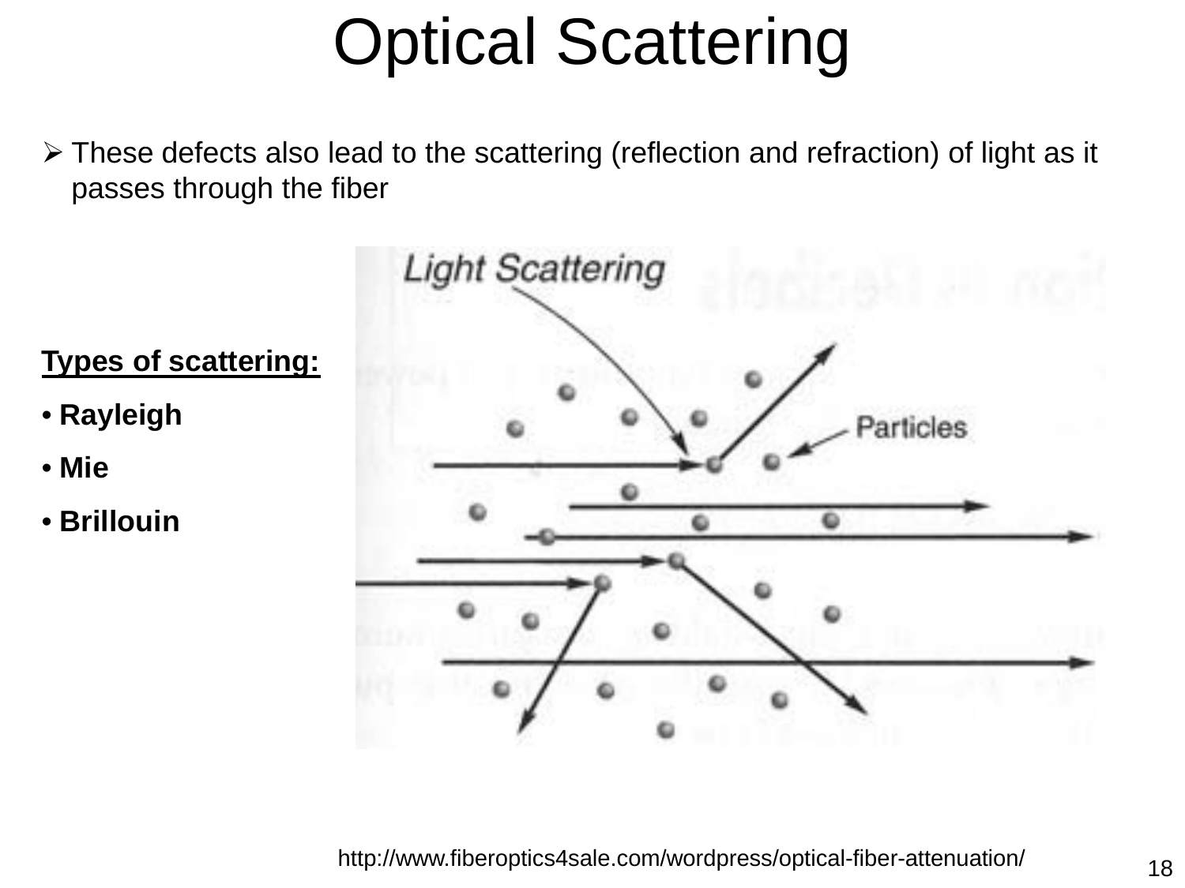# Optical Scattering

- These defects also lead to the scattering (reflection and refraction) of light as it passes through the fiber

**Types of scattering:**

- **Rayleigh**
- **Mie**
- **Brillouin**

http://www.fiberoptics4sale.com/wordpress/optical-fiber-attenuation/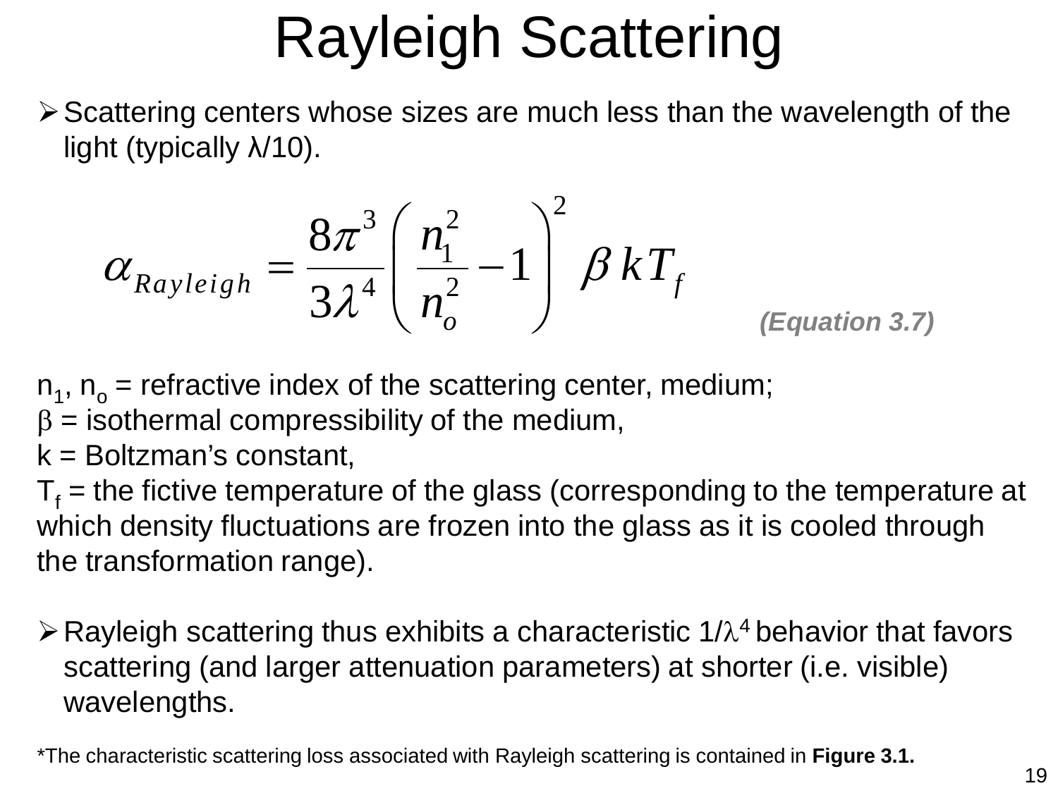# Rayleigh Scattering

- Scattering centers whose sizes are much less than the wavelength of the light (typically λ/10).

$$\alpha_{Rayleigh} = \frac{8\pi^3}{3\lambda^4}\left(\frac{n_1^2}{n_o^2} - 1\right)^2 \beta k T_f$$

***(Equation 3.7)***

$n_1$, $n_o$ = refractive index of the scattering center, medium;
$\beta$ = isothermal compressibility of the medium,
k = Boltzman's constant,
$T_f$ = the fictive temperature of the glass (corresponding to the temperature at which density fluctuations are frozen into the glass as it is cooled through the transformation range).

- Rayleigh scattering thus exhibits a characteristic $1/\lambda^4$ behavior that favors scattering (and larger attenuation parameters) at shorter (i.e. visible) wavelengths.

*The characteristic scattering loss associated with Rayleigh scattering is contained in **Figure 3.1.**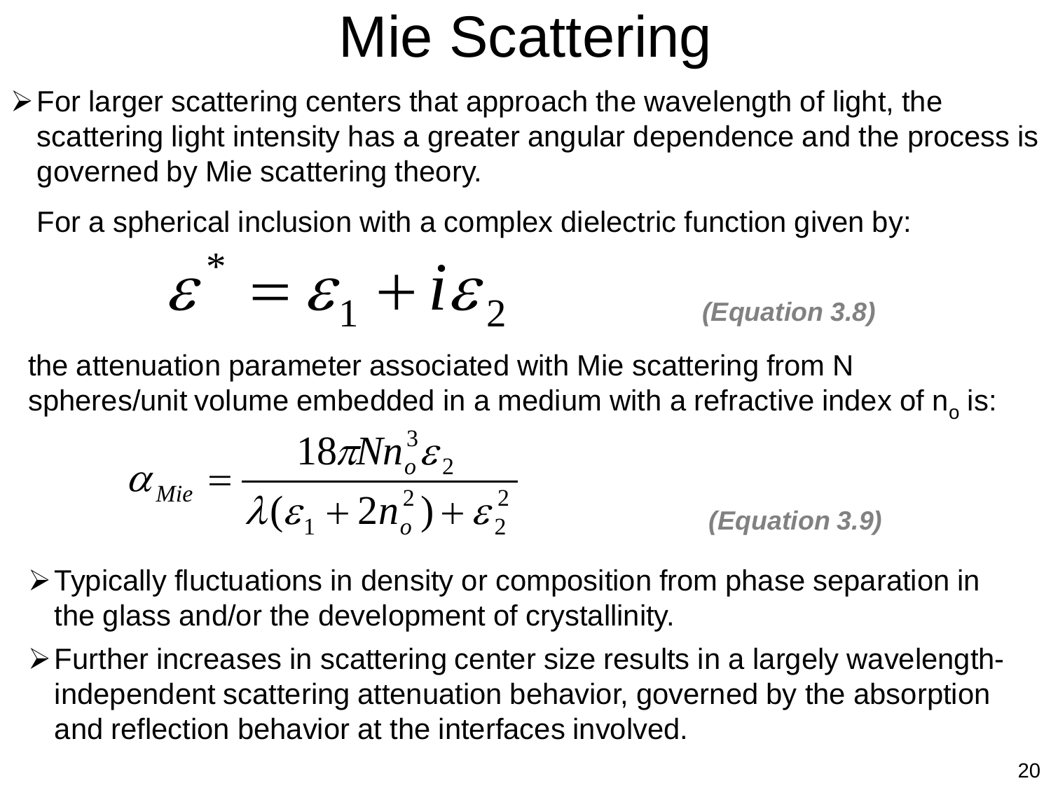# Mie Scattering

- For larger scattering centers that approach the wavelength of light, the scattering light intensity has a greater angular dependence and the process is governed by Mie scattering theory.

  For a spherical inclusion with a complex dielectric function given by:

$$\varepsilon^{*} = \varepsilon_1 + i\varepsilon_2 \qquad \textit{(Equation 3.8)}$$

the attenuation parameter associated with Mie scattering from N spheres/unit volume embedded in a medium with a refractive index of $n_o$ is:

$$\alpha_{Mie} = \frac{18\pi N n_o^3 \varepsilon_2}{\lambda(\varepsilon_1 + 2n_o^2) + \varepsilon_2^2} \qquad \textit{(Equation 3.9)}$$

- Typically fluctuations in density or composition from phase separation in the glass and/or the development of crystallinity.
- Further increases in scattering center size results in a largely wavelength-independent scattering attenuation behavior, governed by the absorption and reflection behavior at the interfaces involved.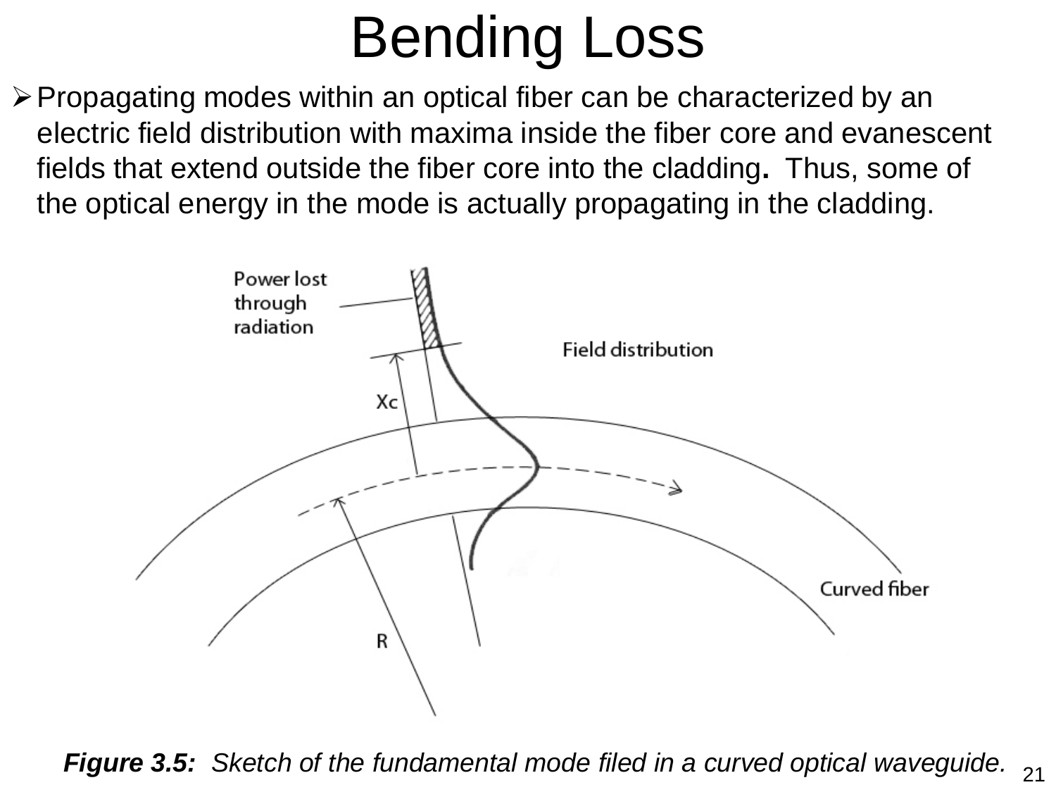# Bending Loss

- Propagating modes within an optical fiber can be characterized by an electric field distribution with maxima inside the fiber core and evanescent fields that extend outside the fiber core into the cladding**.** Thus, some of the optical energy in the mode is actually propagating in the cladding.

***Figure 3.5:*** *Sketch of the fundamental mode filed in a curved optical waveguide.*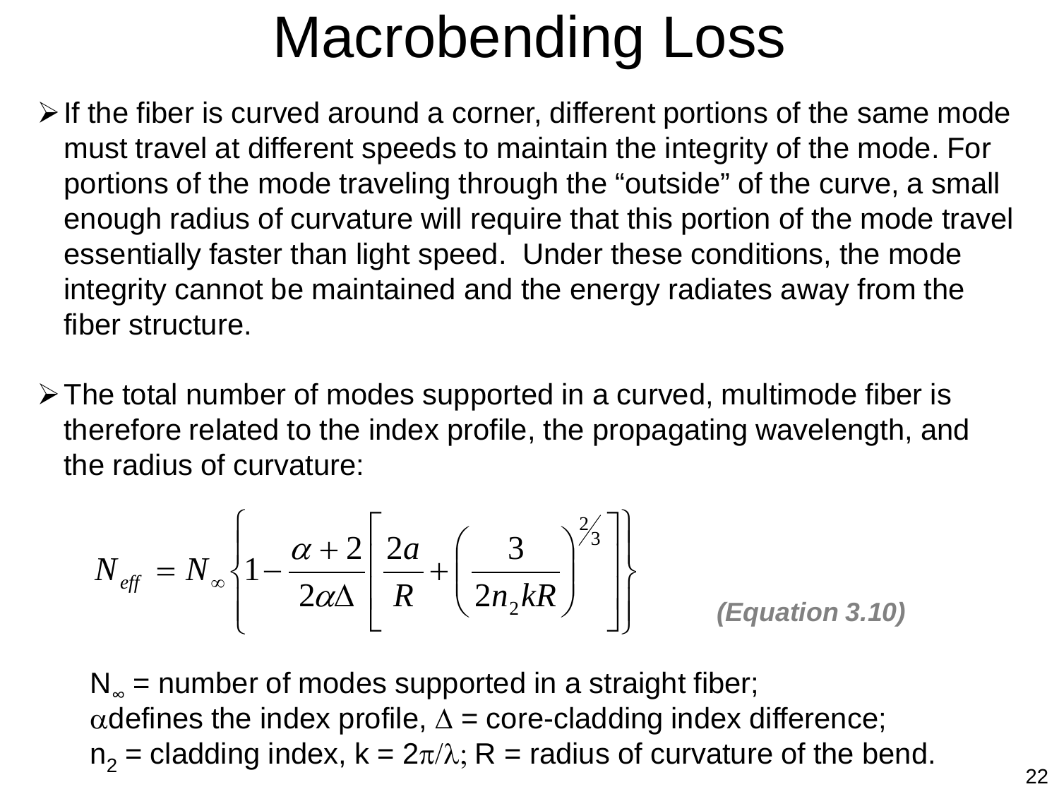# Macrobending Loss

- If the fiber is curved around a corner, different portions of the same mode must travel at different speeds to maintain the integrity of the mode. For portions of the mode traveling through the "outside" of the curve, a small enough radius of curvature will require that this portion of the mode travel essentially faster than light speed. Under these conditions, the mode integrity cannot be maintained and the energy radiates away from the fiber structure.

- The total number of modes supported in a curved, multimode fiber is therefore related to the index profile, the propagating wavelength, and the radius of curvature:

$$N_{eff} = N_{\infty}\left\{1 - \frac{\alpha + 2}{2\alpha\Delta}\left[\frac{2a}{R} + \left(\frac{3}{2n_2 kR}\right)^{2/3}\right]\right\}$$

***(Equation 3.10)***

$N_{\infty}$ = number of modes supported in a straight fiber;
$\alpha$ defines the index profile, $\Delta$ = core-cladding index difference;
$n_2$ = cladding index, $k = 2\pi/\lambda$; R = radius of curvature of the bend.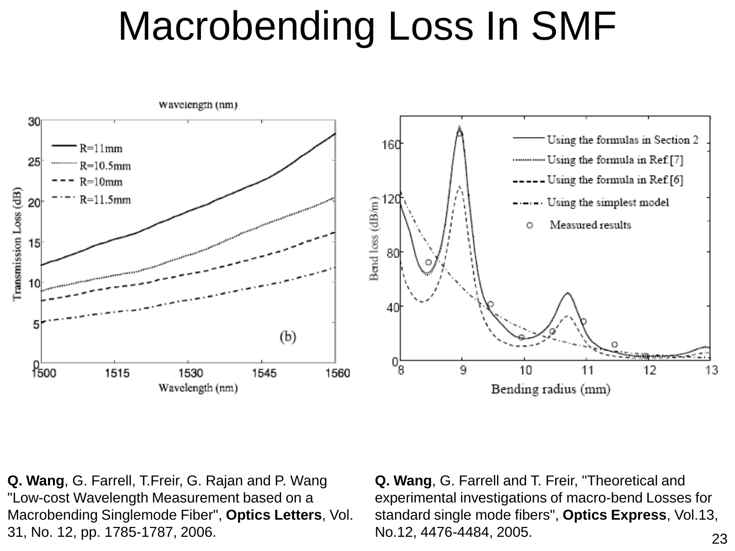# Macrobending Loss In SMF

**Q. Wang**, G. Farrell, T.Freir, G. Rajan and P. Wang "Low-cost Wavelength Measurement based on a Macrobending Singlemode Fiber", **Optics Letters**, Vol. 31, No. 12, pp. 1785-1787, 2006.

**Q. Wang**, G. Farrell and T. Freir, "Theoretical and experimental investigations of macro-bend Losses for standard single mode fibers", **Optics Express**, Vol.13, No.12, 4476-4484, 2005.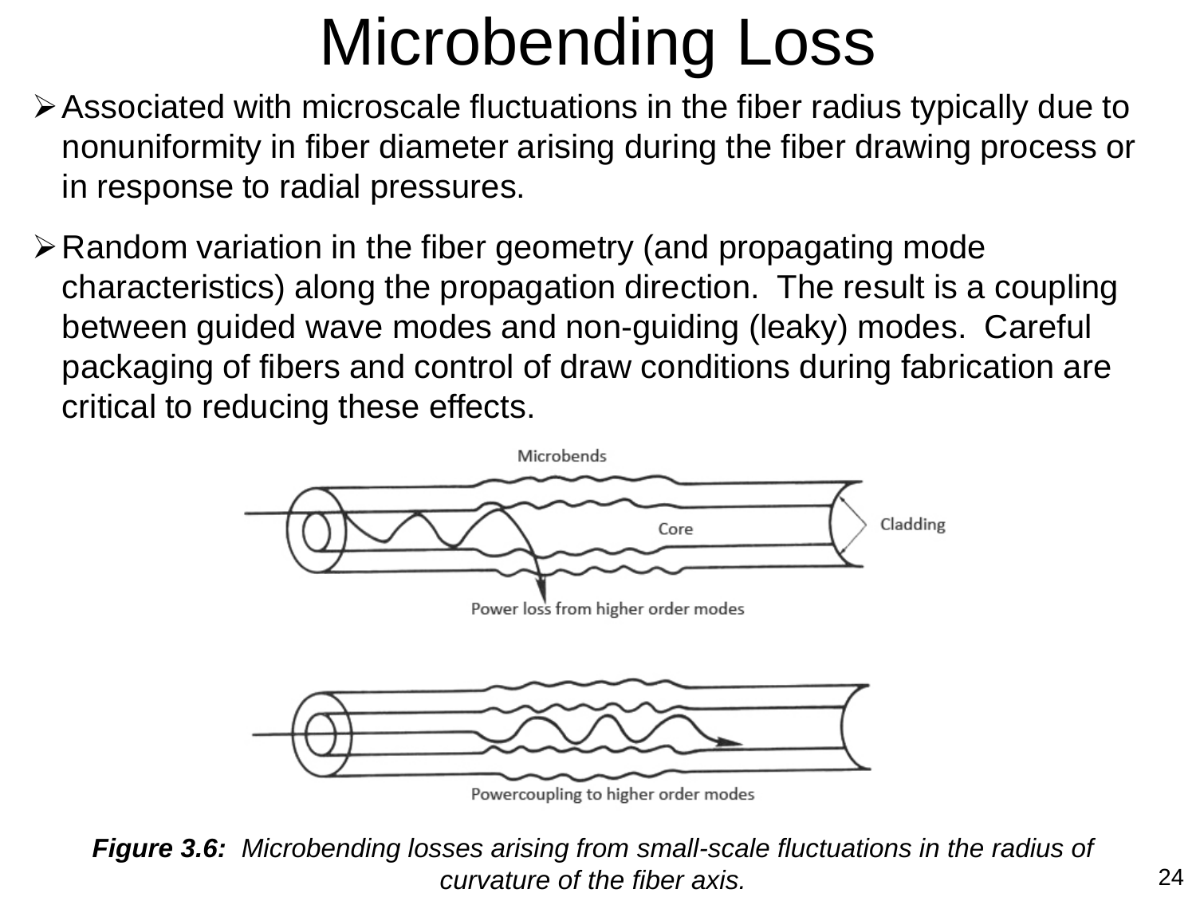# Microbending Loss

- Associated with microscale fluctuations in the fiber radius typically due to nonuniformity in fiber diameter arising during the fiber drawing process or in response to radial pressures.
- Random variation in the fiber geometry (and propagating mode characteristics) along the propagation direction. The result is a coupling between guided wave modes and non-guiding (leaky) modes. Careful packaging of fibers and control of draw conditions during fabrication are critical to reducing these effects.

***Figure 3.6:*** *Microbending losses arising from small-scale fluctuations in the radius of curvature of the fiber axis.*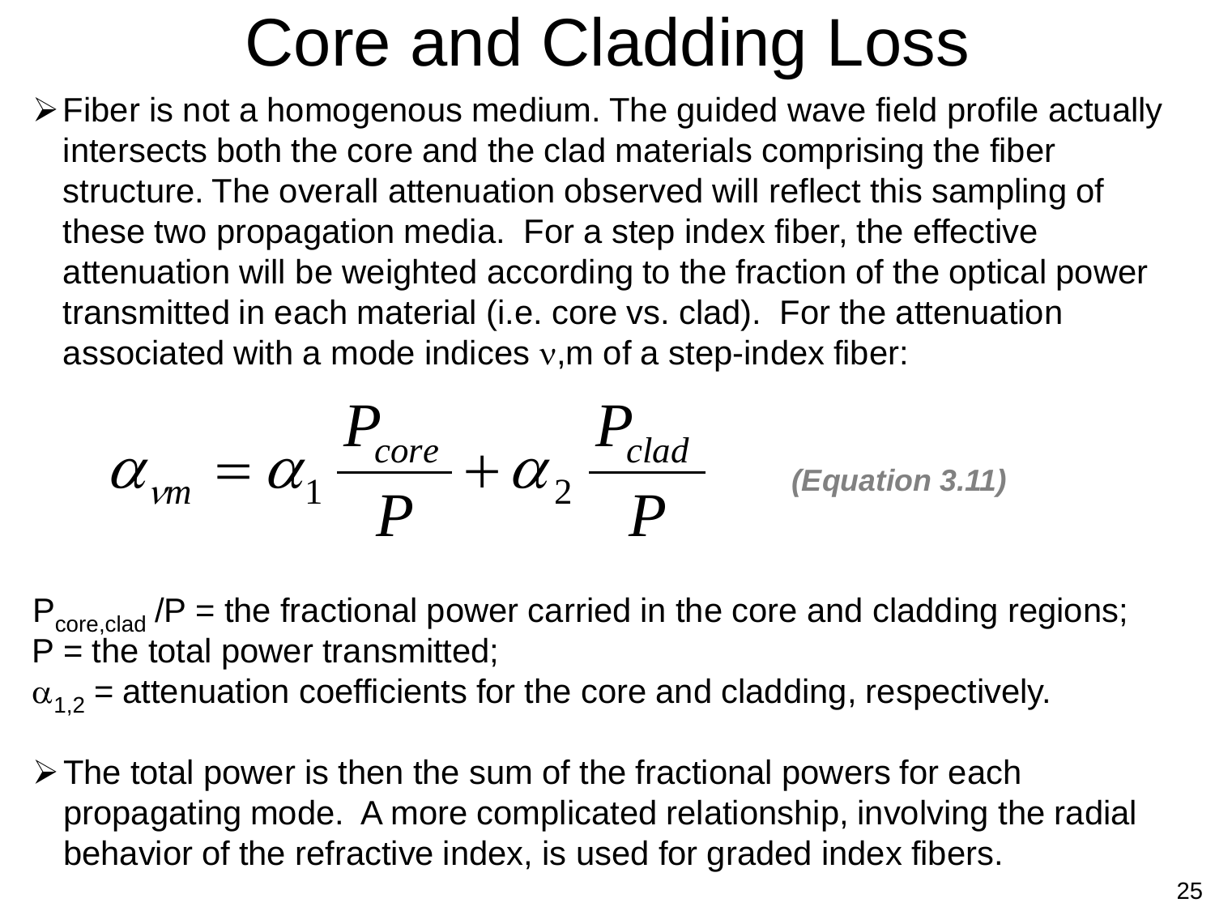# Core and Cladding Loss

- Fiber is not a homogenous medium. The guided wave field profile actually intersects both the core and the clad materials comprising the fiber structure. The overall attenuation observed will reflect this sampling of these two propagation media. For a step index fiber, the effective attenuation will be weighted according to the fraction of the optical power transmitted in each material (i.e. core vs. clad). For the attenuation associated with a mode indices $\nu$,m of a step-index fiber:

$$\alpha_{\nu m} = \alpha_1 \frac{P_{core}}{P} + \alpha_2 \frac{P_{clad}}{P} \qquad \textit{(Equation 3.11)}$$

$P_{core,clad}/P$ = the fractional power carried in the core and cladding regions;
$P$ = the total power transmitted;
$\alpha_{1,2}$ = attenuation coefficients for the core and cladding, respectively.

- The total power is then the sum of the fractional powers for each propagating mode. A more complicated relationship, involving the radial behavior of the refractive index, is used for graded index fibers.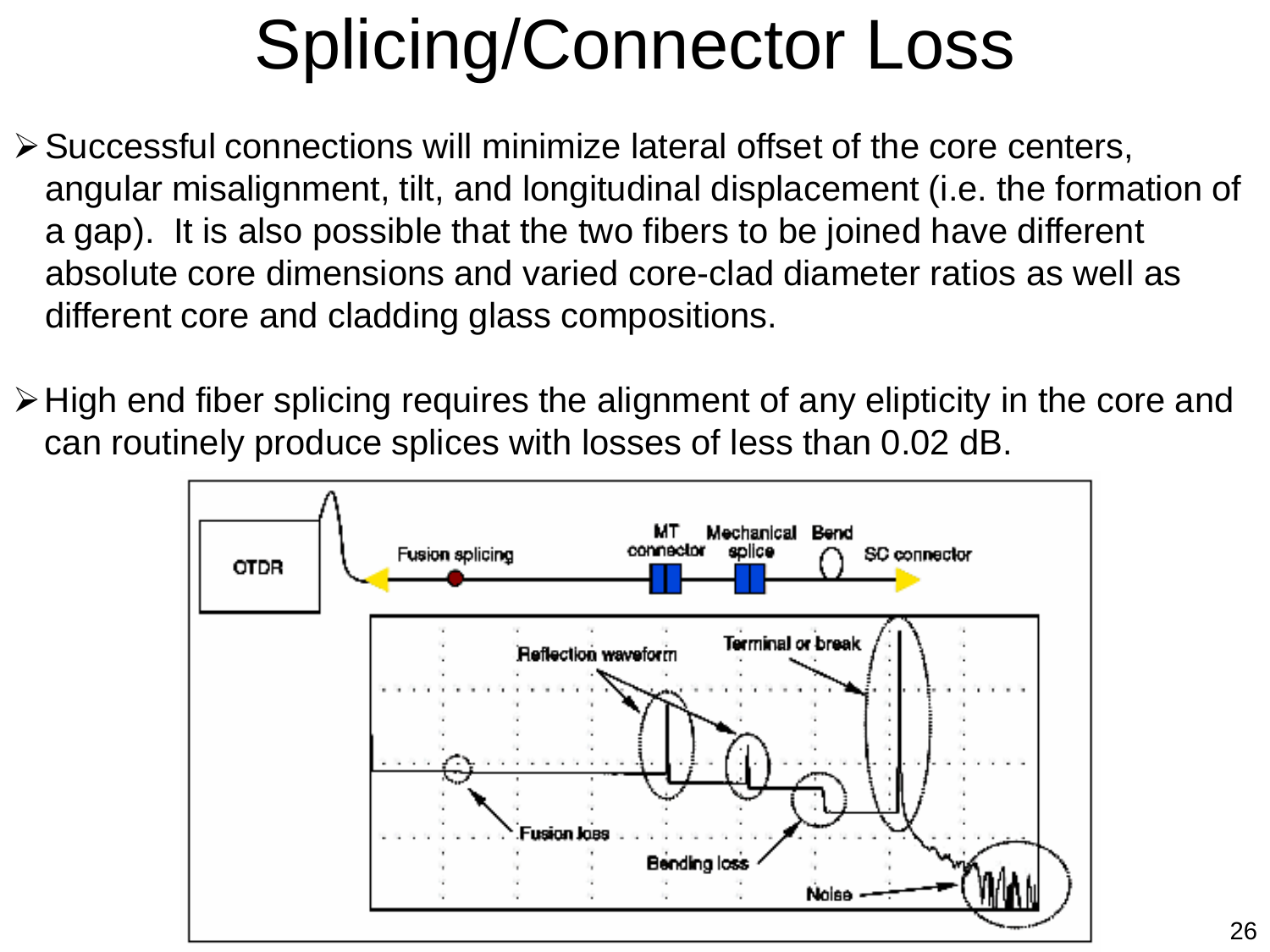# Splicing/Connector Loss

- Successful connections will minimize lateral offset of the core centers, angular misalignment, tilt, and longitudinal displacement (i.e. the formation of a gap). It is also possible that the two fibers to be joined have different absolute core dimensions and varied core-clad diameter ratios as well as different core and cladding glass compositions.

- High end fiber splicing requires the alignment of any elipticity in the core and can routinely produce splices with losses of less than 0.02 dB.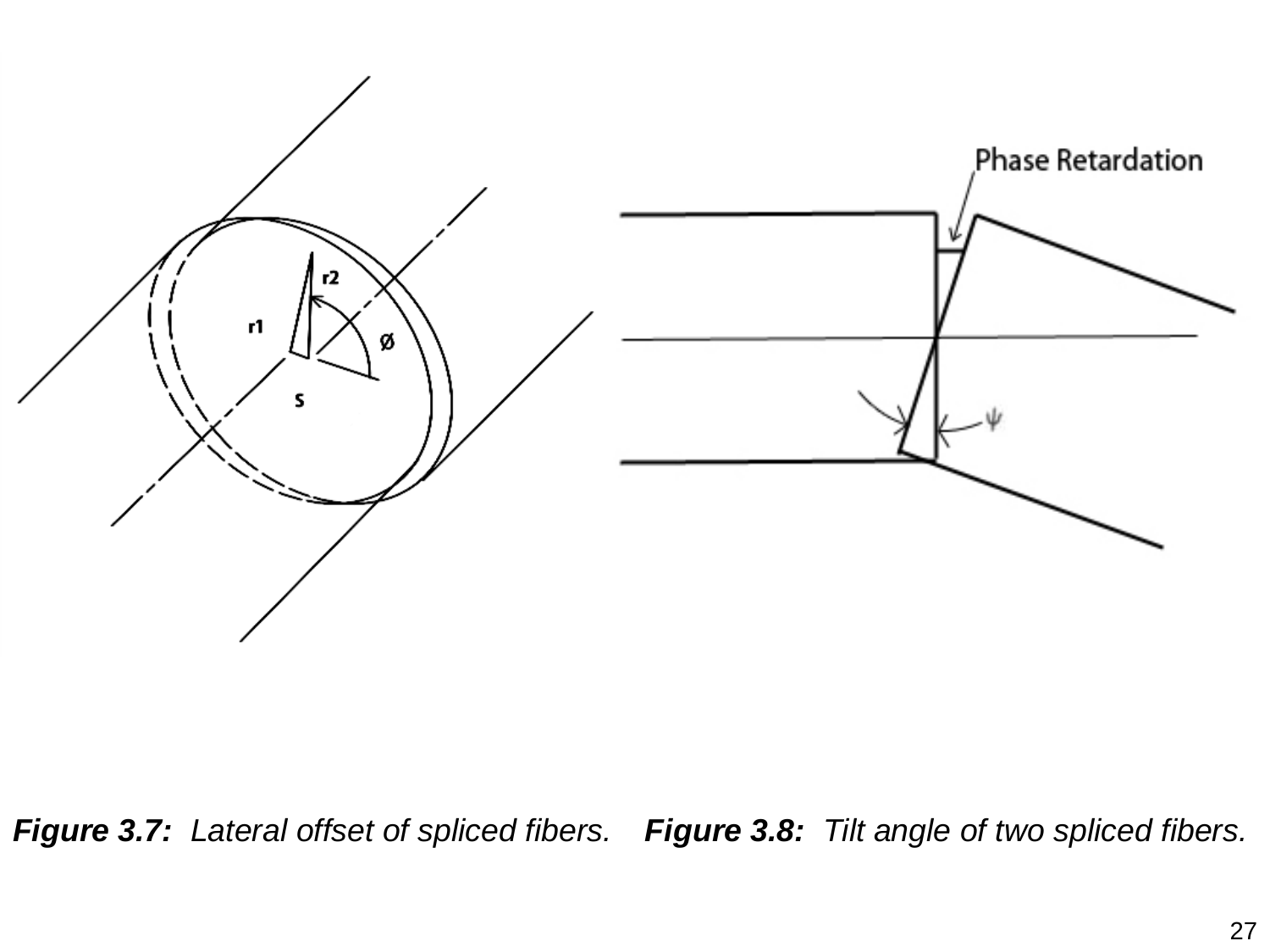***Figure 3.7:*** *Lateral offset of spliced fibers.*

***Figure 3.8:*** *Tilt angle of two spliced fibers.*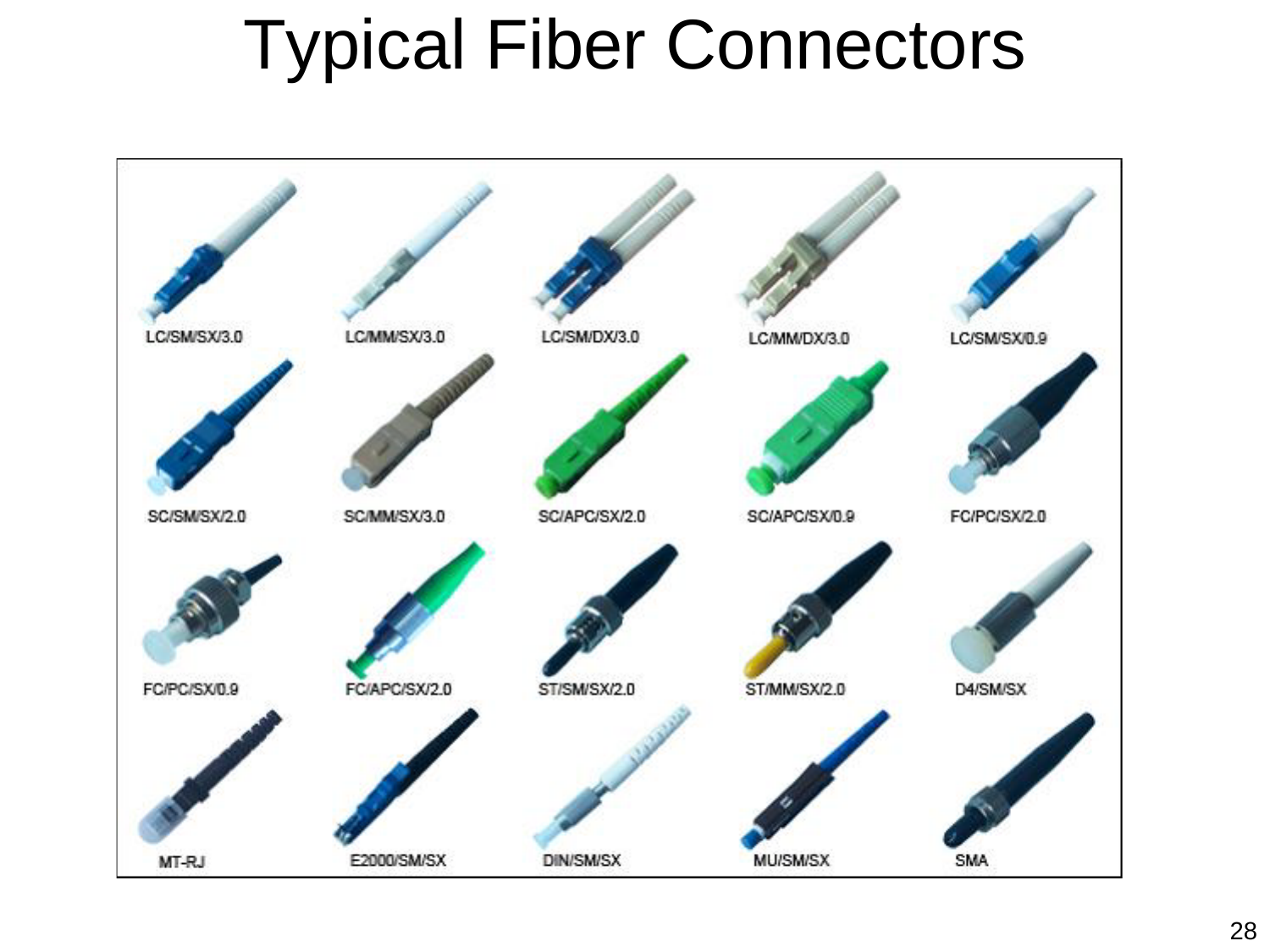# Typical Fiber Connectors

LC/SM/SX/3.0 LC/MM/SX/3.0 LC/SM/DX/3.0 LC/MM/DX/3.0 LC/SM/SX/0.9

SC/SM/SX/2.0 SC/MM/SX/3.0 SC/APC/SX/2.0 SC/APC/SX/0.9 FC/PC/SX/2.0

FC/PC/SX/0.9 FC/APC/SX/2.0 ST/SM/SX/2.0 ST/MM/SX/2.0 D4/SM/SX

MT-RJ E2000/SM/SX DIN/SM/SX MU/SM/SX SMA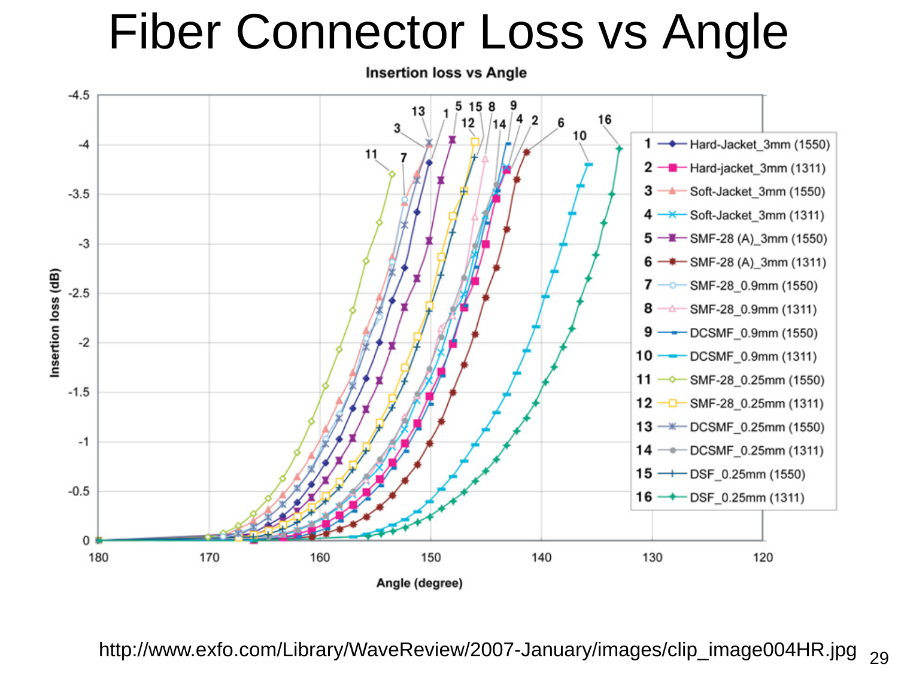# Fiber Connector Loss vs Angle

Insertion loss vs Angle

Insertion loss (dB)

Angle (degree)

1 Hard-Jacket_3mm (1550)
2 Hard-jacket_3mm (1311)
3 Soft-Jacket_3mm (1550)
4 Soft-Jacket_3mm (1311)
5 SMF-28 (A)_3mm (1550)
6 SMF-28 (A)_3mm (1311)
7 SMF-28_0.9mm (1550)
8 SMF-28_0.9mm (1311)
9 DCSMF_0.9mm (1550)
10 DCSMF_0.9mm (1311)
11 SMF-28_0.25mm (1550)
12 SMF-28_0.25mm (1311)
13 DCSMF_0.25mm (1550)
14 DCSMF_0.25mm (1311)
15 DSF_0.25mm (1550)
16 DSF_0.25mm (1311)

http://www.exfo.com/Library/WaveReview/2007-January/images/clip_image004HR.jpg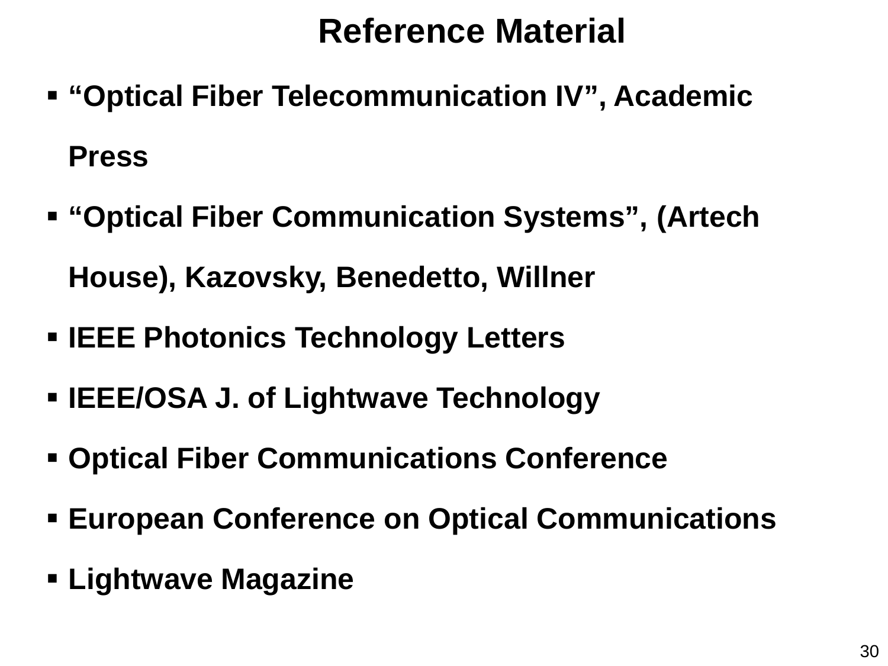# Reference Material

- **"Optical Fiber Telecommunication IV", Academic Press**
- **"Optical Fiber Communication Systems", (Artech House), Kazovsky, Benedetto, Willner**
- **IEEE Photonics Technology Letters**
- **IEEE/OSA J. of Lightwave Technology**
- **Optical Fiber Communications Conference**
- **European Conference on Optical Communications**
- **Lightwave Magazine**